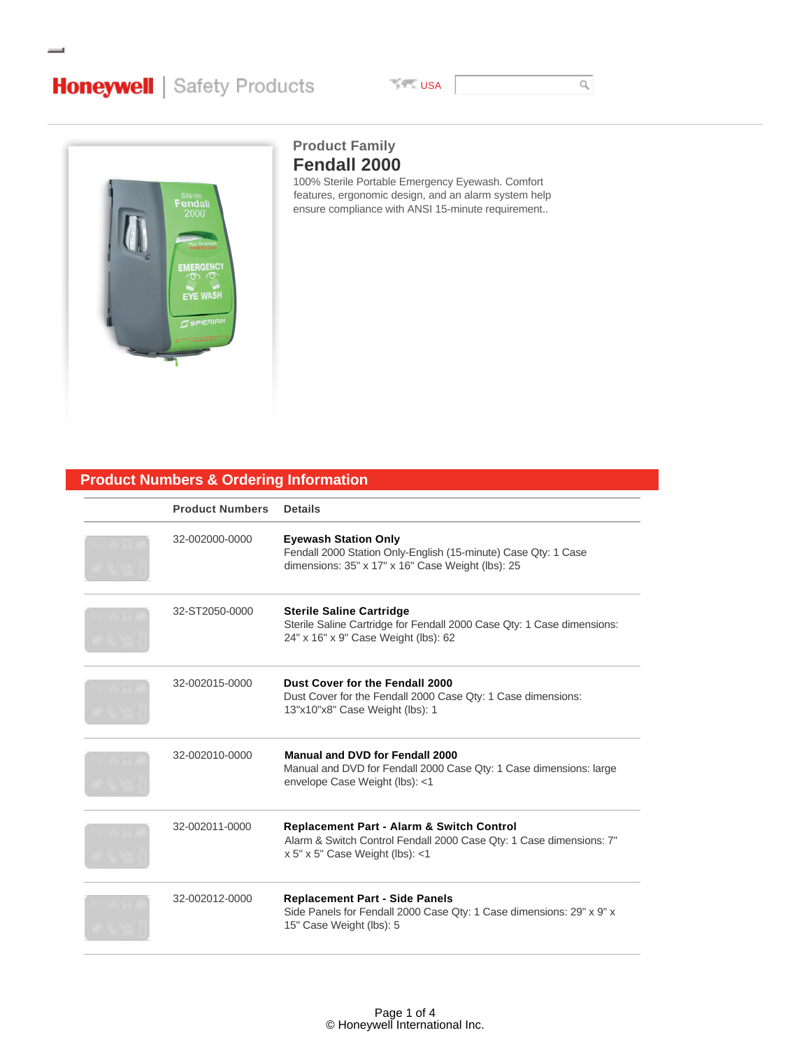Honeywell | Safety Products

USA

### Product Family

# Fendall 2000

100% Sterile Portable Emergency Eyewash. Comfort features, ergonomic design, and an alarm system help ensure compliance with ANSI 15-minute requirement..

## Product Numbers & Ordering Information

| Product Numbers | Details |
|---|---|
| 32-002000-0000 | **Eyewash Station Only**<br>Fendall 2000 Station Only-English (15-minute) Case Qty: 1 Case dimensions: 35" x 17" x 16" Case Weight (lbs): 25 |
| 32-ST2050-0000 | **Sterile Saline Cartridge**<br>Sterile Saline Cartridge for Fendall 2000 Case Qty: 1 Case dimensions: 24" x 16" x 9" Case Weight (lbs): 62 |
| 32-002015-0000 | **Dust Cover for the Fendall 2000**<br>Dust Cover for the Fendall 2000 Case Qty: 1 Case dimensions: 13"x10"x8" Case Weight (lbs): 1 |
| 32-002010-0000 | **Manual and DVD for Fendall 2000**<br>Manual and DVD for Fendall 2000 Case Qty: 1 Case dimensions: large envelope Case Weight (lbs): <1 |
| 32-002011-0000 | **Replacement Part - Alarm & Switch Control**<br>Alarm & Switch Control Fendall 2000 Case Qty: 1 Case dimensions: 7" x 5" x 5" Case Weight (lbs): <1 |
| 32-002012-0000 | **Replacement Part - Side Panels**<br>Side Panels for Fendall 2000 Case Qty: 1 Case dimensions: 29" x 9" x 15" Case Weight (lbs): 5 |

© Honeywell International Inc.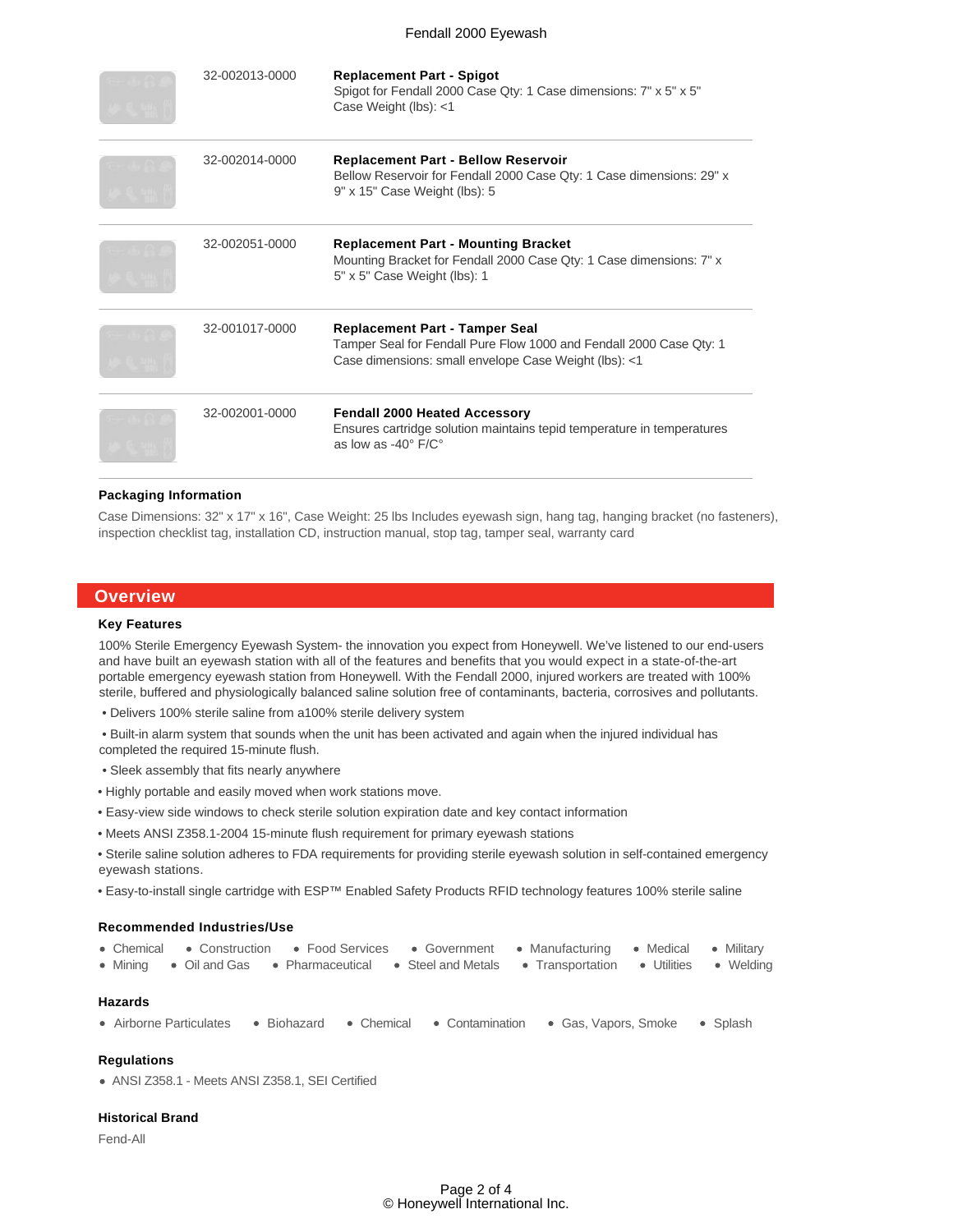| | | |
|---|---|---|
| | 32-002013-0000 | **Replacement Part - Spigot**<br>Spigot for Fendall 2000 Case Qty: 1 Case dimensions: 7" x 5" x 5" Case Weight (lbs): <1 |
| | 32-002014-0000 | **Replacement Part - Bellow Reservoir**<br>Bellow Reservoir for Fendall 2000 Case Qty: 1 Case dimensions: 29" x 9" x 15" Case Weight (lbs): 5 |
| | 32-002051-0000 | **Replacement Part - Mounting Bracket**<br>Mounting Bracket for Fendall 2000 Case Qty: 1 Case dimensions: 7" x 5" x 5" Case Weight (lbs): 1 |
| | 32-001017-0000 | **Replacement Part - Tamper Seal**<br>Tamper Seal for Fendall Pure Flow 1000 and Fendall 2000 Case Qty: 1 Case dimensions: small envelope Case Weight (lbs): <1 |
| | 32-002001-0000 | **Fendall 2000 Heated Accessory**<br>Ensures cartridge solution maintains tepid temperature in temperatures as low as -40° F/C° |

### Packaging Information

Case Dimensions: 32" x 17" x 16", Case Weight: 25 lbs Includes eyewash sign, hang tag, hanging bracket (no fasteners), inspection checklist tag, installation CD, instruction manual, stop tag, tamper seal, warranty card

## Overview

### Key Features

100% Sterile Emergency Eyewash System- the innovation you expect from Honeywell. We've listened to our end-users and have built an eyewash station with all of the features and benefits that you would expect in a state-of-the-art portable emergency eyewash station from Honeywell. With the Fendall 2000, injured workers are treated with 100% sterile, buffered and physiologically balanced saline solution free of contaminants, bacteria, corrosives and pollutants.

- Delivers 100% sterile saline from a100% sterile delivery system
- Built-in alarm system that sounds when the unit has been activated and again when the injured individual has completed the required 15-minute flush.
- Sleek assembly that fits nearly anywhere
- Highly portable and easily moved when work stations move.
- Easy-view side windows to check sterile solution expiration date and key contact information
- Meets ANSI Z358.1-2004 15-minute flush requirement for primary eyewash stations
- Sterile saline solution adheres to FDA requirements for providing sterile eyewash solution in self-contained emergency eyewash stations.
- Easy-to-install single cartridge with ESP™ Enabled Safety Products RFID technology features 100% sterile saline

### Recommended Industries/Use

- Chemical
- Construction
- Food Services
- Government
- Manufacturing
- Medical
- Military
- Mining
- Oil and Gas
- Pharmaceutical
- Steel and Metals
- Transportation
- Utilities
- Welding

### Hazards

- Airborne Particulates
- Biohazard
- Chemical
- Contamination
- Gas, Vapors, Smoke
- Splash

### Regulations

- ANSI Z358.1 - Meets ANSI Z358.1, SEI Certified

### Historical Brand

Fend-All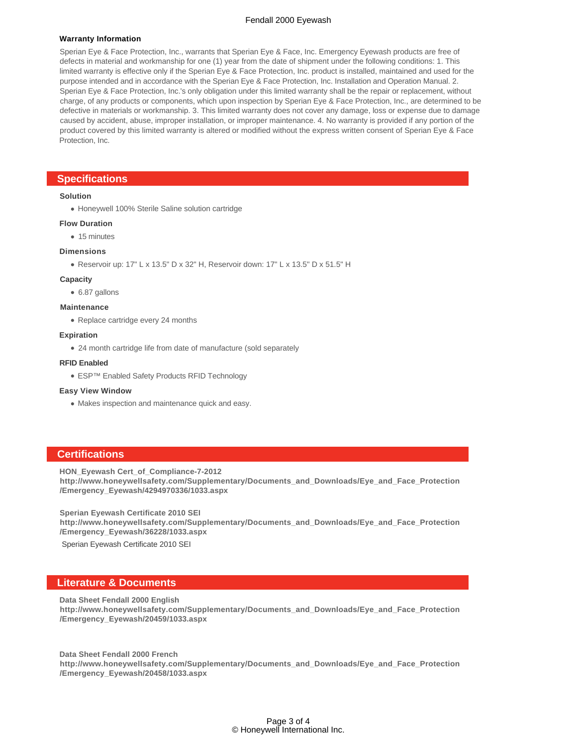### Warranty Information

Sperian Eye & Face Protection, Inc., warrants that Sperian Eye & Face, Inc. Emergency Eyewash products are free of defects in material and workmanship for one (1) year from the date of shipment under the following conditions: 1. This limited warranty is effective only if the Sperian Eye & Face Protection, Inc. product is installed, maintained and used for the purpose intended and in accordance with the Sperian Eye & Face Protection, Inc. Installation and Operation Manual. 2. Sperian Eye & Face Protection, Inc.'s only obligation under this limited warranty shall be the repair or replacement, without charge, of any products or components, which upon inspection by Sperian Eye & Face Protection, Inc., are determined to be defective in materials or workmanship. 3. This limited warranty does not cover any damage, loss or expense due to damage caused by accident, abuse, improper installation, or improper maintenance. 4. No warranty is provided if any portion of the product covered by this limited warranty is altered or modified without the express written consent of Sperian Eye & Face Protection, Inc.

## Specifications

**Solution**

- Honeywell 100% Sterile Saline solution cartridge

**Flow Duration**

- 15 minutes

**Dimensions**

- Reservoir up: 17" L x 13.5" D x 32" H, Reservoir down: 17" L x 13.5" D x 51.5" H

**Capacity**

- 6.87 gallons

**Maintenance**

- Replace cartridge every 24 months

**Expiration**

- 24 month cartridge life from date of manufacture (sold separately

**RFID Enabled**

- ESP™ Enabled Safety Products RFID Technology

**Easy View Window**

- Makes inspection and maintenance quick and easy.

## Certifications

**HON_Eyewash Cert_of_Compliance-7-2012**
**http://www.honeywellsafety.com/Supplementary/Documents_and_Downloads/Eye_and_Face_Protection/Emergency_Eyewash/4294970336/1033.aspx**

**Sperian Eyewash Certificate 2010 SEI**
**http://www.honeywellsafety.com/Supplementary/Documents_and_Downloads/Eye_and_Face_Protection/Emergency_Eyewash/36228/1033.aspx**

Sperian Eyewash Certificate 2010 SEI

## Literature & Documents

**Data Sheet Fendall 2000 English**
**http://www.honeywellsafety.com/Supplementary/Documents_and_Downloads/Eye_and_Face_Protection/Emergency_Eyewash/20459/1033.aspx**

**Data Sheet Fendall 2000 French**
**http://www.honeywellsafety.com/Supplementary/Documents_and_Downloads/Eye_and_Face_Protection/Emergency_Eyewash/20458/1033.aspx**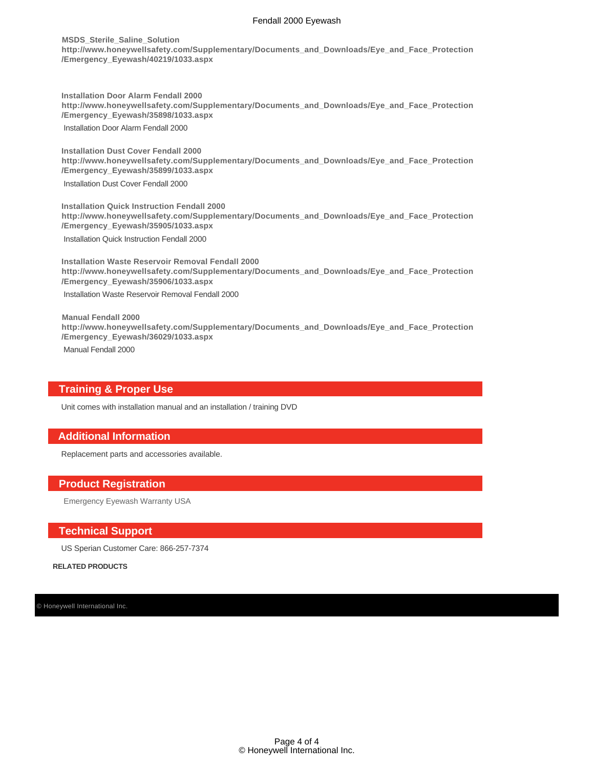**MSDS_Sterile_Saline_Solution**
**http://www.honeywellsafety.com/Supplementary/Documents_and_Downloads/Eye_and_Face_Protection/Emergency_Eyewash/40219/1033.aspx**

**Installation Door Alarm Fendall 2000**
**http://www.honeywellsafety.com/Supplementary/Documents_and_Downloads/Eye_and_Face_Protection/Emergency_Eyewash/35898/1033.aspx**

Installation Door Alarm Fendall 2000

**Installation Dust Cover Fendall 2000**
**http://www.honeywellsafety.com/Supplementary/Documents_and_Downloads/Eye_and_Face_Protection/Emergency_Eyewash/35899/1033.aspx**

Installation Dust Cover Fendall 2000

**Installation Quick Instruction Fendall 2000**
**http://www.honeywellsafety.com/Supplementary/Documents_and_Downloads/Eye_and_Face_Protection/Emergency_Eyewash/35905/1033.aspx**

Installation Quick Instruction Fendall 2000

**Installation Waste Reservoir Removal Fendall 2000**
**http://www.honeywellsafety.com/Supplementary/Documents_and_Downloads/Eye_and_Face_Protection/Emergency_Eyewash/35906/1033.aspx**

Installation Waste Reservoir Removal Fendall 2000

**Manual Fendall 2000**
**http://www.honeywellsafety.com/Supplementary/Documents_and_Downloads/Eye_and_Face_Protection/Emergency_Eyewash/36029/1033.aspx**

Manual Fendall 2000

## Training & Proper Use

Unit comes with installation manual and an installation / training DVD

## Additional Information

Replacement parts and accessories available.

## Product Registration

Emergency Eyewash Warranty USA

## Technical Support

US Sperian Customer Care: 866-257-7374

**RELATED PRODUCTS**

© Honeywell International Inc.